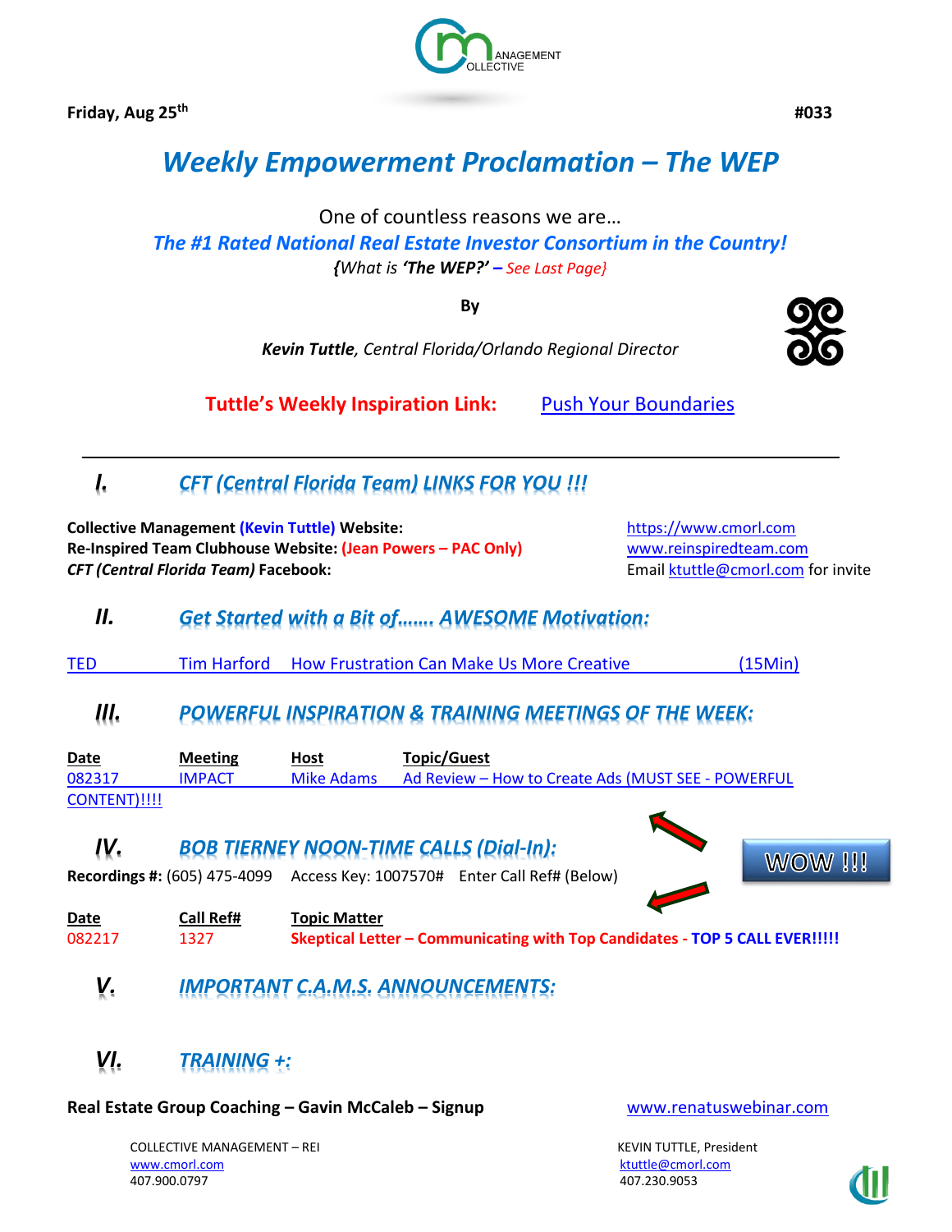Friday, Aug 25th **#033**

# *Weekly Empowerment Proclamation – The WEP*

One of countless reasons we are…

***The #1 Rated National Real Estate Investor Consortium in the Country!***

*{What is **'The WEP?'** – See Last Page}*

**By**

***Kevin Tuttle**, Central Florida/Orlando Regional Director*

**Tuttle's Weekly Inspiration Link:** Push Your Boundaries

---

## *I. CFT (Central Florida Team) LINKS FOR YOU !!!*

**Collective Management (Kevin Tuttle) Website:** https://www.cmorl.com

**Re-Inspired Team Clubhouse Website: (Jean Powers – PAC Only)** www.reinspiredteam.com

***CFT (Central Florida Team)* Facebook:** Email ktuttle@cmorl.com for invite

## *II. Get Started with a Bit of……. AWESOME Motivation:*

TED Tim Harford How Frustration Can Make Us More Creative (15Min)

## *III. POWERFUL INSPIRATION & TRAINING MEETINGS OF THE WEEK:*

| Date | Meeting | Host | Topic/Guest |
|---|---|---|---|
| 082317 | IMPACT | Mike Adams | Ad Review – How to Create Ads (MUST SEE - POWERFUL CONTENT)!!!! |

## *IV. BOB TIERNEY NOON-TIME CALLS (Dial-In):*

WOW !!!

**Recordings #:** (605) 475-4099 Access Key: 1007570# Enter Call Ref# (Below)

| Date | Call Ref# | Topic Matter |
|---|---|---|
| 082217 | 1327 | **Skeptical Letter – Communicating with Top Candidates - TOP 5 CALL EVER!!!!!** |

## *V. IMPORTANT C.A.M.S. ANNOUNCEMENTS:*

## *VI. TRAINING +:*

**Real Estate Group Coaching – Gavin McCaleb – Signup** www.renatuswebinar.com

COLLECTIVE MANAGEMENT – REI
www.cmorl.com
407.900.0797

KEVIN TUTTLE, President
ktuttle@cmorl.com
407.230.9053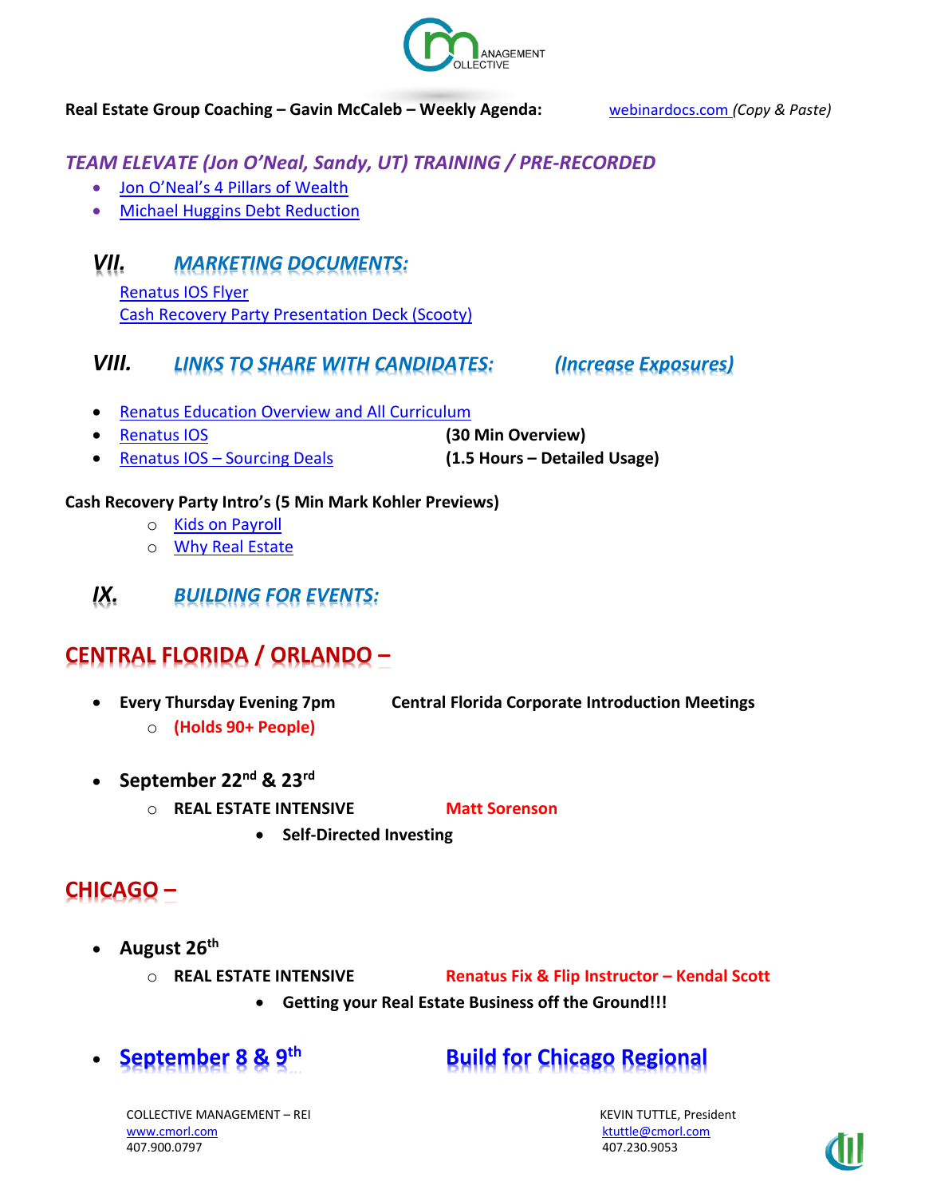**Real Estate Group Coaching – Gavin McCaleb – Weekly Agenda:** webinardocs.com *(Copy & Paste)*

## *TEAM ELEVATE (Jon O'Neal, Sandy, UT) TRAINING / PRE-RECORDED*

- Jon O'Neal's 4 Pillars of Wealth
- Michael Huggins Debt Reduction

## *VII. MARKETING DOCUMENTS:*

Renatus IOS Flyer
Cash Recovery Party Presentation Deck (Scooty)

## *VIII. LINKS TO SHARE WITH CANDIDATES: (Increase Exposures)*

- Renatus Education Overview and All Curriculum
- Renatus IOS **(30 Min Overview)**
- Renatus IOS – Sourcing Deals **(1.5 Hours – Detailed Usage)**

**Cash Recovery Party Intro's (5 Min Mark Kohler Previews)**

- Kids on Payroll
- Why Real Estate

## *IX. BUILDING FOR EVENTS:*

## CENTRAL FLORIDA / ORLANDO –

- **Every Thursday Evening 7pm** **Central Florida Corporate Introduction Meetings**
  - **(Holds 90+ People)**

- **September 22nd & 23rd**
  - **REAL ESTATE INTENSIVE** **Matt Sorenson**
    - **Self-Directed Investing**

## CHICAGO –

- **August 26th**
  - **REAL ESTATE INTENSIVE** **Renatus Fix & Flip Instructor – Kendal Scott**
    - **Getting your Real Estate Business off the Ground!!!**

- **September 8 & 9th** **Build for Chicago Regional**

COLLECTIVE MANAGEMENT – REI
www.cmorl.com
407.900.0797

KEVIN TUTTLE, President
ktuttle@cmorl.com
407.230.9053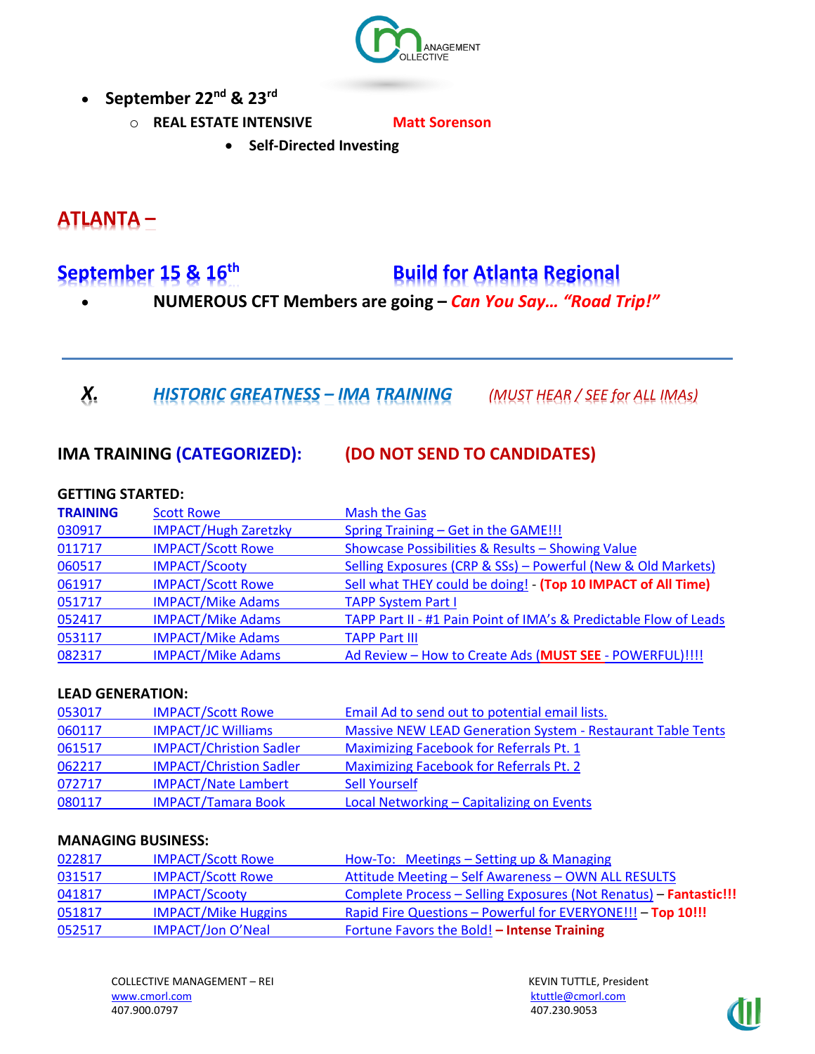- **September 22nd & 23rd**
  - **REAL ESTATE INTENSIVE** **Matt Sorenson**
    - **Self-Directed Investing**

## ATLANTA –

## September 15 & 16th Build for Atlanta Regional

- **NUMEROUS CFT Members are going –** ***Can You Say… "Road Trip!"***

---

## *X. HISTORIC GREATNESS – IMA TRAINING* *(MUST HEAR / SEE for ALL IMAs)*

### IMA TRAINING (CATEGORIZED): (DO NOT SEND TO CANDIDATES)

**GETTING STARTED:**

| | | |
|---|---|---|
| **TRAINING** | Scott Rowe | Mash the Gas |
| 030917 | IMPACT/Hugh Zaretzky | Spring Training – Get in the GAME!!! |
| 011717 | IMPACT/Scott Rowe | Showcase Possibilities & Results – Showing Value |
| 060517 | IMPACT/Scooty | Selling Exposures (CRP & SSs) – Powerful (New & Old Markets) |
| 061917 | IMPACT/Scott Rowe | Sell what THEY could be doing! - **(Top 10 IMPACT of All Time)** |
| 051717 | IMPACT/Mike Adams | TAPP System Part I |
| 052417 | IMPACT/Mike Adams | TAPP Part II - #1 Pain Point of IMA's & Predictable Flow of Leads |
| 053117 | IMPACT/Mike Adams | TAPP Part III |
| 082317 | IMPACT/Mike Adams | Ad Review – How to Create Ads (**MUST SEE** - POWERFUL)!!!! |

**LEAD GENERATION:**

| | | |
|---|---|---|
| 053017 | IMPACT/Scott Rowe | Email Ad to send out to potential email lists. |
| 060117 | IMPACT/JC Williams | Massive NEW LEAD Generation System - Restaurant Table Tents |
| 061517 | IMPACT/Christion Sadler | Maximizing Facebook for Referrals Pt. 1 |
| 062217 | IMPACT/Christion Sadler | Maximizing Facebook for Referrals Pt. 2 |
| 072717 | IMPACT/Nate Lambert | Sell Yourself |
| 080117 | IMPACT/Tamara Book | Local Networking – Capitalizing on Events |

**MANAGING BUSINESS:**

| | | |
|---|---|---|
| 022817 | IMPACT/Scott Rowe | How-To: Meetings – Setting up & Managing |
| 031517 | IMPACT/Scott Rowe | Attitude Meeting – Self Awareness – OWN ALL RESULTS |
| 041817 | IMPACT/Scooty | Complete Process – Selling Exposures (Not Renatus) – **Fantastic!!!** |
| 051817 | IMPACT/Mike Huggins | Rapid Fire Questions – Powerful for EVERYONE!!! – **Top 10!!!** |
| 052517 | IMPACT/Jon O'Neal | Fortune Favors the Bold! **– Intense Training** |

COLLECTIVE MANAGEMENT – REI
www.cmorl.com
407.900.0797

KEVIN TUTTLE, President
ktuttle@cmorl.com
407.230.9053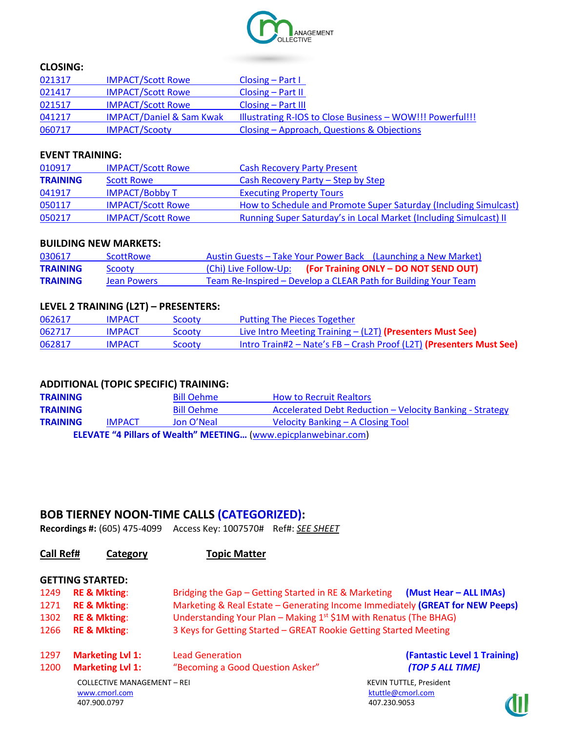**CLOSING:**

| | | |
|---|---|---|
| 021317 | IMPACT/Scott Rowe | Closing – Part I |
| 021417 | IMPACT/Scott Rowe | Closing – Part II |
| 021517 | IMPACT/Scott Rowe | Closing – Part III |
| 041217 | IMPACT/Daniel & Sam Kwak | Illustrating R-IOS to Close Business – WOW!!! Powerful!!! |
| 060717 | IMPACT/Scooty | Closing – Approach, Questions & Objections |

**EVENT TRAINING:**

| | | |
|---|---|---|
| 010917 | IMPACT/Scott Rowe | Cash Recovery Party Present |
| **TRAINING** | Scott Rowe | Cash Recovery Party – Step by Step |
| 041917 | IMPACT/Bobby T | Executing Property Tours |
| 050117 | IMPACT/Scott Rowe | How to Schedule and Promote Super Saturday (Including Simulcast) |
| 050217 | IMPACT/Scott Rowe | Running Super Saturday's in Local Market (Including Simulcast) II |

**BUILDING NEW MARKETS:**

| | | |
|---|---|---|
| 030617 | ScottRowe | Austin Guests – Take Your Power Back (Launching a New Market) |
| **TRAINING** | Scooty | (Chi) Live Follow-Up: **(For Training ONLY – DO NOT SEND OUT)** |
| **TRAINING** | Jean Powers | Team Re-Inspired – Develop a CLEAR Path for Building Your Team |

**LEVEL 2 TRAINING (L2T) – PRESENTERS:**

| | | | |
|---|---|---|---|
| 062617 | IMPACT | Scooty | Putting The Pieces Together |
| 062717 | IMPACT | Scooty | Live Intro Meeting Training – (L2T) **(Presenters Must See)** |
| 062817 | IMPACT | Scooty | Intro Train#2 – Nate's FB – Crash Proof (L2T) **(Presenters Must See)** |

**ADDITIONAL (TOPIC SPECIFIC) TRAINING:**

| | | | |
|---|---|---|---|
| **TRAINING** | | Bill Oehme | How to Recruit Realtors |
| **TRAINING** | | Bill Oehme | Accelerated Debt Reduction – Velocity Banking - Strategy |
| **TRAINING** | IMPACT | Jon O'Neal | Velocity Banking – A Closing Tool |

**ELEVATE "4 Pillars of Wealth" MEETING…** (www.epicplanwebinar.com)

## BOB TIERNEY NOON-TIME CALLS (CATEGORIZED):

**Recordings #:** (605) 475-4099 Access Key: 1007570# Ref#: *SEE SHEET*

| Call Ref# | Category | Topic Matter | |
|---|---|---|---|
| **GETTING STARTED:** | | | |
| 1249 | **RE & Mkting**: | Bridging the Gap – Getting Started in RE & Marketing | **(Must Hear – ALL IMAs)** |
| 1271 | **RE & Mkting**: | Marketing & Real Estate – Generating Income Immediately | **(GREAT for NEW Peeps)** |
| 1302 | **RE & Mkting**: | Understanding Your Plan – Making 1st $1M with Renatus (The BHAG) | |
| 1266 | **RE & Mkting**: | 3 Keys for Getting Started – GREAT Rookie Getting Started Meeting | |
| 1297 | **Marketing Lvl 1:** | Lead Generation | **(Fantastic Level 1 Training)** |
| 1200 | **Marketing Lvl 1:** | "Becoming a Good Question Asker" | ***(TOP 5 ALL TIME)*** |

COLLECTIVE MANAGEMENT – REI
www.cmorl.com
407.900.0797

KEVIN TUTTLE, President
ktuttle@cmorl.com
407.230.9053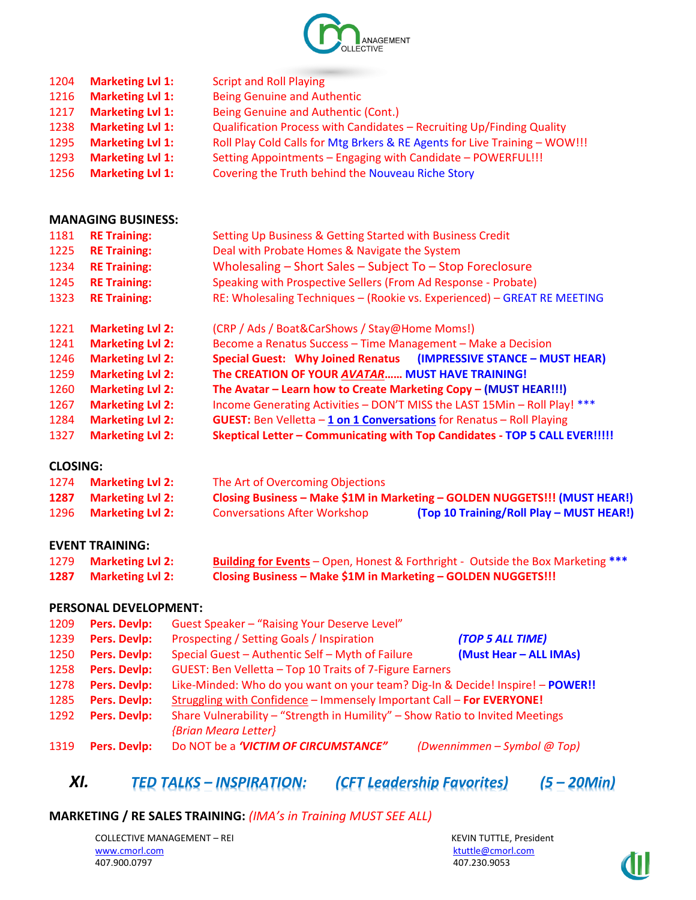| | | |
|---|---|---|
| 1204 | **Marketing Lvl 1:** | Script and Roll Playing |
| 1216 | **Marketing Lvl 1:** | Being Genuine and Authentic |
| 1217 | **Marketing Lvl 1:** | Being Genuine and Authentic (Cont.) |
| 1238 | **Marketing Lvl 1:** | Qualification Process with Candidates – Recruiting Up/Finding Quality |
| 1295 | **Marketing Lvl 1:** | Roll Play Cold Calls for Mtg Brkers & RE Agents for Live Training – WOW!!! |
| 1293 | **Marketing Lvl 1:** | Setting Appointments – Engaging with Candidate – POWERFUL!!! |
| 1256 | **Marketing Lvl 1:** | Covering the Truth behind the Nouveau Riche Story |

**MANAGING BUSINESS:**

| | | |
|---|---|---|
| 1181 | **RE Training:** | Setting Up Business & Getting Started with Business Credit |
| 1225 | **RE Training:** | Deal with Probate Homes & Navigate the System |
| 1234 | **RE Training:** | Wholesaling – Short Sales – Subject To – Stop Foreclosure |
| 1245 | **RE Training:** | Speaking with Prospective Sellers (From Ad Response - Probate) |
| 1323 | **RE Training:** | RE: Wholesaling Techniques – (Rookie vs. Experienced) – GREAT RE MEETING |

| | | |
|---|---|---|
| 1221 | **Marketing Lvl 2:** | (CRP / Ads / Boat&CarShows / Stay@Home Moms!) |
| 1241 | **Marketing Lvl 2:** | Become a Renatus Success – Time Management – Make a Decision |
| 1246 | **Marketing Lvl 2:** | **Special Guest: Why Joined Renatus (IMPRESSIVE STANCE – MUST HEAR)** |
| 1259 | **Marketing Lvl 2:** | **The CREATION OF YOUR *AVATAR*…… MUST HAVE TRAINING!** |
| 1260 | **Marketing Lvl 2:** | **The Avatar – Learn how to Create Marketing Copy – (MUST HEAR!!!)** |
| 1267 | **Marketing Lvl 2:** | Income Generating Activities – DON'T MISS the LAST 15Min – Roll Play! *** |
| 1284 | **Marketing Lvl 2:** | **GUEST:** Ben Velletta – **1 on 1 Conversations** for Renatus – Roll Playing |
| 1327 | **Marketing Lvl 2:** | **Skeptical Letter – Communicating with Top Candidates - TOP 5 CALL EVER!!!!!** |

**CLOSING:**

| | | |
|---|---|---|
| 1274 | **Marketing Lvl 2:** | The Art of Overcoming Objections |
| **1287** | **Marketing Lvl 2:** | **Closing Business – Make $1M in Marketing – GOLDEN NUGGETS!!! (MUST HEAR!)** |
| 1296 | **Marketing Lvl 2:** | Conversations After Workshop **(Top 10 Training/Roll Play – MUST HEAR!)** |

**EVENT TRAINING:**

| | | |
|---|---|---|
| 1279 | **Marketing Lvl 2:** | **Building for Events** – Open, Honest & Forthright - Outside the Box Marketing *** |
| **1287** | **Marketing Lvl 2:** | **Closing Business – Make $1M in Marketing – GOLDEN NUGGETS!!!** |

**PERSONAL DEVELOPMENT:**

| | | |
|---|---|---|
| 1209 | **Pers. Devlp:** | Guest Speaker – "Raising Your Deserve Level" |
| 1239 | **Pers. Devlp:** | Prospecting / Setting Goals / Inspiration ***(TOP 5 ALL TIME)*** |
| 1250 | **Pers. Devlp:** | Special Guest – Authentic Self – Myth of Failure **(Must Hear – ALL IMAs)** |
| 1258 | **Pers. Devlp:** | GUEST: Ben Velletta – Top 10 Traits of 7-Figure Earners |
| 1278 | **Pers. Devlp:** | Like-Minded: Who do you want on your team? Dig-In & Decide! Inspire! – **POWER!!** |
| 1285 | **Pers. Devlp:** | Struggling with Confidence – Immensely Important Call – **For EVERYONE!** |
| 1292 | **Pers. Devlp:** | Share Vulnerability – "Strength in Humility" – Show Ratio to Invited Meetings *{Brian Meara Letter}* |
| 1319 | **Pers. Devlp:** | Do NOT be a ***'VICTIM OF CIRCUMSTANCE'*** *(Dwennimmen – Symbol @ Top)* |

## XI. *TED TALKS – INSPIRATION: (CFT Leadership Favorites) (5 – 20Min)*

**MARKETING / RE SALES TRAINING:** *(IMA's in Training MUST SEE ALL)*

COLLECTIVE MANAGEMENT – REI
www.cmorl.com
407.900.0797

KEVIN TUTTLE, President
ktuttle@cmorl.com
407.230.9053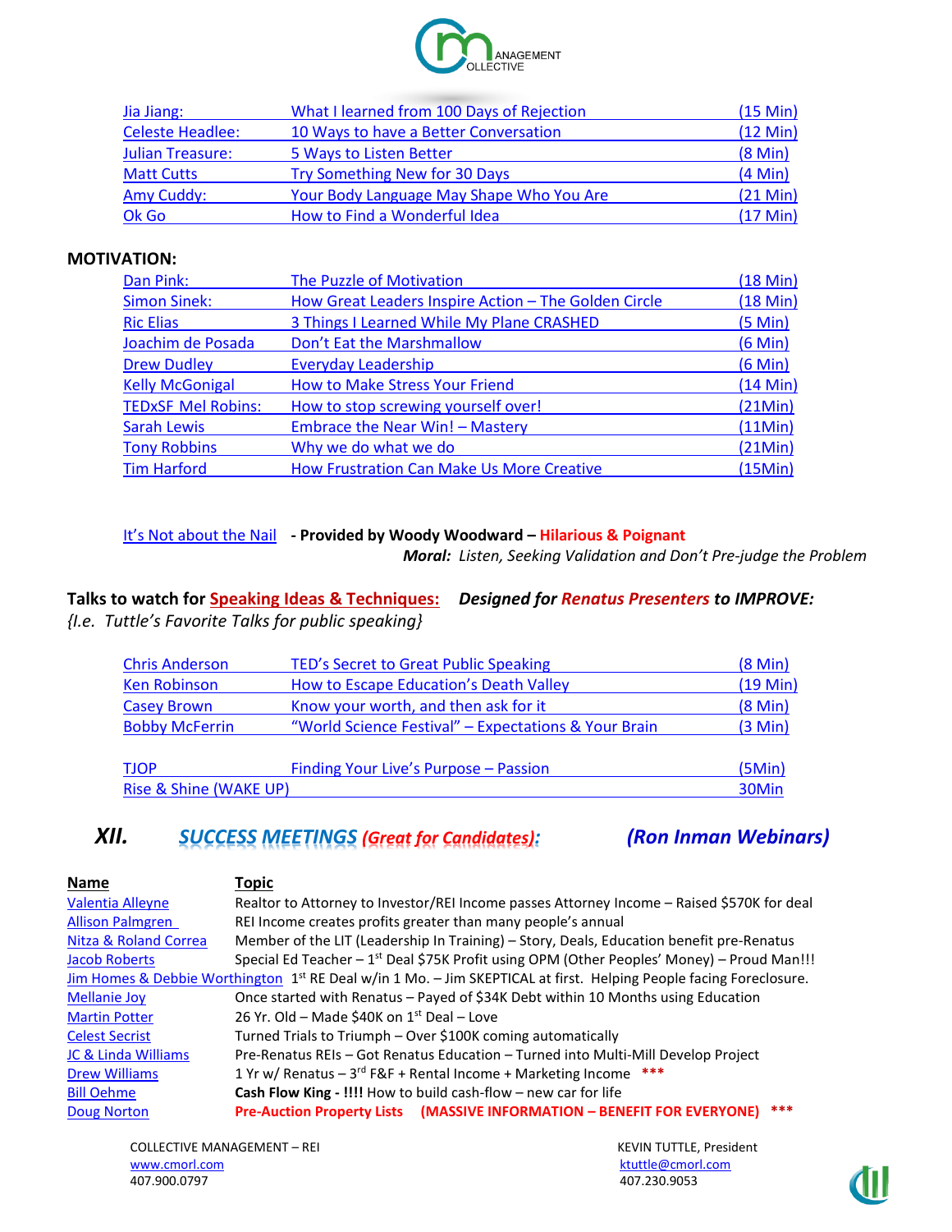| | | |
|---|---|---|
| Jia Jiang: | What I learned from 100 Days of Rejection | (15 Min) |
| Celeste Headlee: | 10 Ways to have a Better Conversation | (12 Min) |
| Julian Treasure: | 5 Ways to Listen Better | (8 Min) |
| Matt Cutts | Try Something New for 30 Days | (4 Min) |
| Amy Cuddy: | Your Body Language May Shape Who You Are | (21 Min) |
| Ok Go | How to Find a Wonderful Idea | (17 Min) |

**MOTIVATION:**

| | | |
|---|---|---|
| Dan Pink: | The Puzzle of Motivation | (18 Min) |
| Simon Sinek: | How Great Leaders Inspire Action – The Golden Circle | (18 Min) |
| Ric Elias | 3 Things I Learned While My Plane CRASHED | (5 Min) |
| Joachim de Posada | Don't Eat the Marshmallow | (6 Min) |
| Drew Dudley | Everyday Leadership | (6 Min) |
| Kelly McGonigal | How to Make Stress Your Friend | (14 Min) |
| TEDxSF Mel Robins: | How to stop screwing yourself over! | (21Min) |
| Sarah Lewis | Embrace the Near Win! – Mastery | (11Min) |
| Tony Robbins | Why we do what we do | (21Min) |
| Tim Harford | How Frustration Can Make Us More Creative | (15Min) |

It's Not about the Nail **- Provided by Woody Woodward – Hilarious & Poignant**

***Moral:*** *Listen, Seeking Validation and Don't Pre-judge the Problem*

**Talks to watch for Speaking Ideas & Techniques:** ***Designed for Renatus Presenters to IMPROVE:***
*{I.e. Tuttle's Favorite Talks for public speaking}*

| | | |
|---|---|---|
| Chris Anderson | TED's Secret to Great Public Speaking | (8 Min) |
| Ken Robinson | How to Escape Education's Death Valley | (19 Min) |
| Casey Brown | Know your worth, and then ask for it | (8 Min) |
| Bobby McFerrin | "World Science Festival" – Expectations & Your Brain | (3 Min) |
| TJOP | Finding Your Live's Purpose – Passion | (5Min) |
| Rise & Shine (WAKE UP) | | 30Min |

## XII. SUCCESS MEETINGS *(Great for Candidates)*: *(Ron Inman Webinars)*

| Name | Topic |
|---|---|
| Valentia Alleyne | Realtor to Attorney to Investor/REI Income passes Attorney Income – Raised $570K for deal |
| Allison Palmgren | REI Income creates profits greater than many people's annual |
| Nitza & Roland Correa | Member of the LIT (Leadership In Training) – Story, Deals, Education benefit pre-Renatus |
| Jacob Roberts | Special Ed Teacher – 1st Deal $75K Profit using OPM (Other Peoples' Money) – Proud Man!!! |
| Jim Homes & Debbie Worthington | 1st RE Deal w/in 1 Mo. – Jim SKEPTICAL at first. Helping People facing Foreclosure. |
| Mellanie Joy | Once started with Renatus – Payed of $34K Debt within 10 Months using Education |
| Martin Potter | 26 Yr. Old – Made $40K on 1st Deal – Love |
| Celest Secrist | Turned Trials to Triumph – Over $100K coming automatically |
| JC & Linda Williams | Pre-Renatus REIs – Got Renatus Education – Turned into Multi-Mill Develop Project |
| Drew Williams | 1 Yr w/ Renatus – 3rd F&F + Rental Income + Marketing Income *** |
| Bill Oehme | **Cash Flow King - !!!!** How to build cash-flow – new car for life |
| Doug Norton | **Pre-Auction Property Lists (MASSIVE INFORMATION – BENEFIT FOR EVERYONE) *** ** |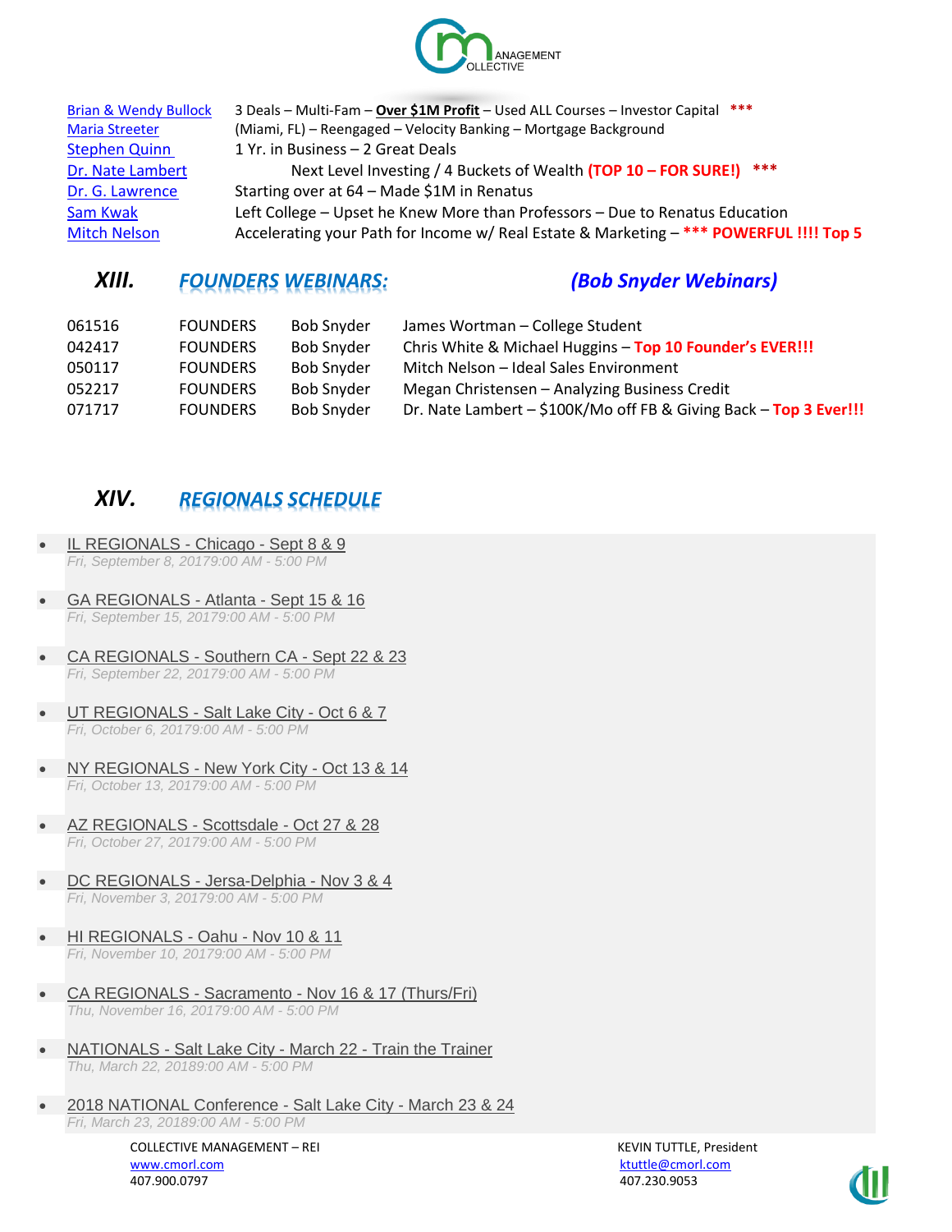| | |
|---|---|
| Brian & Wendy Bullock | 3 Deals – Multi-Fam – **Over $1M Profit** – Used ALL Courses – Investor Capital *** |
| Maria Streeter | (Miami, FL) – Reengaged – Velocity Banking – Mortgage Background |
| Stephen Quinn | 1 Yr. in Business – 2 Great Deals |
| Dr. Nate Lambert | Next Level Investing / 4 Buckets of Wealth **(TOP 10 – FOR SURE!)** *** |
| Dr. G. Lawrence | Starting over at 64 – Made $1M in Renatus |
| Sam Kwak | Left College – Upset he Knew More than Professors – Due to Renatus Education |
| Mitch Nelson | Accelerating your Path for Income w/ Real Estate & Marketing – **\*\*\* POWERFUL !!!! Top 5** |

## *XIII. FOUNDERS WEBINARS:* *(Bob Snyder Webinars)*

| | | | |
|---|---|---|---|
| 061516 | FOUNDERS | Bob Snyder | James Wortman – College Student |
| 042417 | FOUNDERS | Bob Snyder | Chris White & Michael Huggins – **Top 10 Founder's EVER!!!** |
| 050117 | FOUNDERS | Bob Snyder | Mitch Nelson – Ideal Sales Environment |
| 052217 | FOUNDERS | Bob Snyder | Megan Christensen – Analyzing Business Credit |
| 071717 | FOUNDERS | Bob Snyder | Dr. Nate Lambert – $100K/Mo off FB & Giving Back – **Top 3 Ever!!!** |

## *XIV. REGIONALS SCHEDULE*

- IL REGIONALS - Chicago - Sept 8 & 9
  *Fri, September 8, 20179:00 AM - 5:00 PM*
- GA REGIONALS - Atlanta - Sept 15 & 16
  *Fri, September 15, 20179:00 AM - 5:00 PM*
- CA REGIONALS - Southern CA - Sept 22 & 23
  *Fri, September 22, 20179:00 AM - 5:00 PM*
- UT REGIONALS - Salt Lake City - Oct 6 & 7
  *Fri, October 6, 20179:00 AM - 5:00 PM*
- NY REGIONALS - New York City - Oct 13 & 14
  *Fri, October 13, 20179:00 AM - 5:00 PM*
- AZ REGIONALS - Scottsdale - Oct 27 & 28
  *Fri, October 27, 20179:00 AM - 5:00 PM*
- DC REGIONALS - Jersa-Delphia - Nov 3 & 4
  *Fri, November 3, 20179:00 AM - 5:00 PM*
- HI REGIONALS - Oahu - Nov 10 & 11
  *Fri, November 10, 20179:00 AM - 5:00 PM*
- CA REGIONALS - Sacramento - Nov 16 & 17 (Thurs/Fri)
  *Thu, November 16, 20179:00 AM - 5:00 PM*
- NATIONALS - Salt Lake City - March 22 - Train the Trainer
  *Thu, March 22, 20189:00 AM - 5:00 PM*
- 2018 NATIONAL Conference - Salt Lake City - March 23 & 24
  *Fri, March 23, 20189:00 AM - 5:00 PM*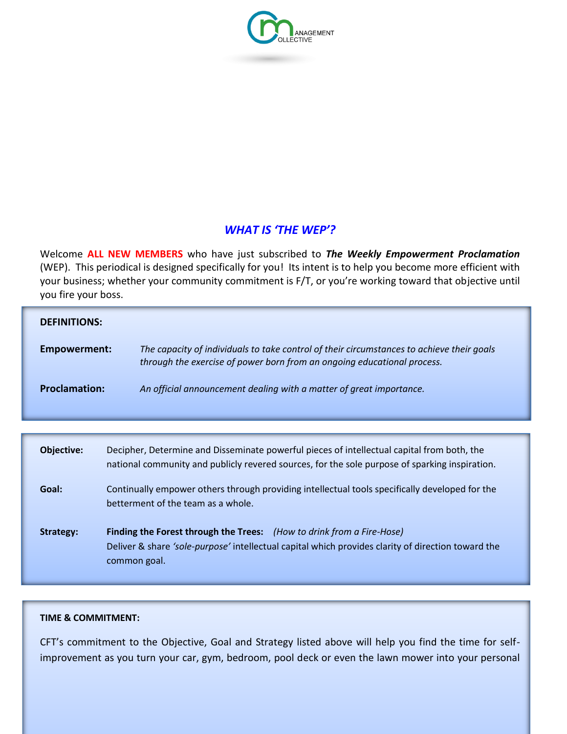## *WHAT IS 'THE WEP'?*

Welcome **ALL NEW MEMBERS** who have just subscribed to ***The Weekly Empowerment Proclamation*** (WEP). This periodical is designed specifically for you! Its intent is to help you become more efficient with your business; whether your community commitment is F/T, or you're working toward that objective until you fire your boss.

**DEFINITIONS:**

**Empowerment:** *The capacity of individuals to take control of their circumstances to achieve their goals through the exercise of power born from an ongoing educational process.*

**Proclamation:** *An official announcement dealing with a matter of great importance.*

**Objective:** Decipher, Determine and Disseminate powerful pieces of intellectual capital from both, the national community and publicly revered sources, for the sole purpose of sparking inspiration.

**Goal:** Continually empower others through providing intellectual tools specifically developed for the betterment of the team as a whole.

**Strategy:** **Finding the Forest through the Trees:** *(How to drink from a Fire-Hose)*
Deliver & share *'sole-purpose'* intellectual capital which provides clarity of direction toward the common goal.

**TIME & COMMITMENT:**

CFT's commitment to the Objective, Goal and Strategy listed above will help you find the time for self-improvement as you turn your car, gym, bedroom, pool deck or even the lawn mower into your personal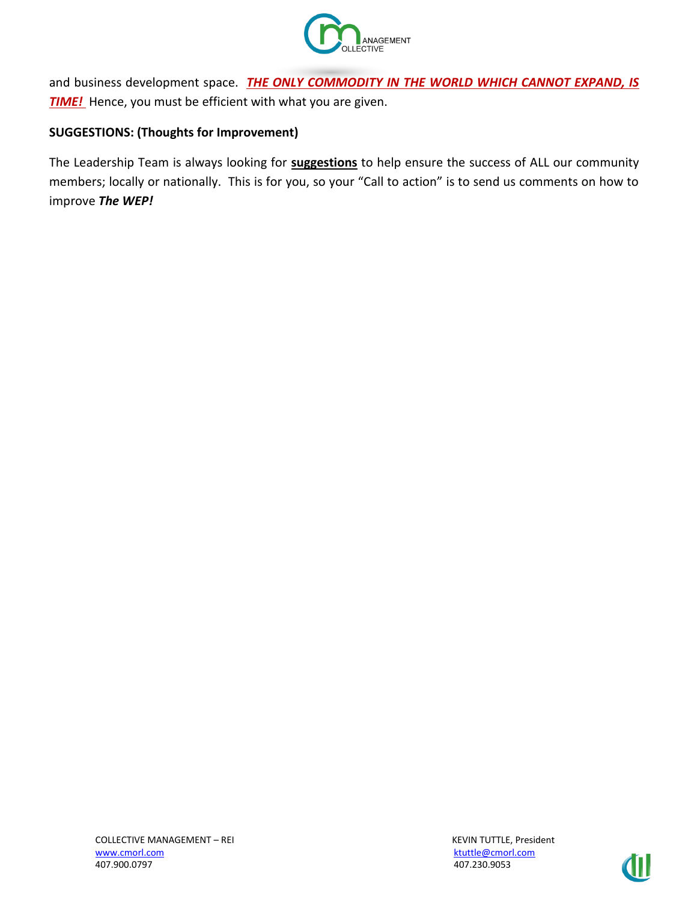and business development space. ***THE ONLY COMMODITY IN THE WORLD WHICH CANNOT EXPAND, IS TIME!*** Hence, you must be efficient with what you are given.

**SUGGESTIONS: (Thoughts for Improvement)**

The Leadership Team is always looking for **suggestions** to help ensure the success of ALL our community members; locally or nationally. This is for you, so your "Call to action" is to send us comments on how to improve ***The WEP!***